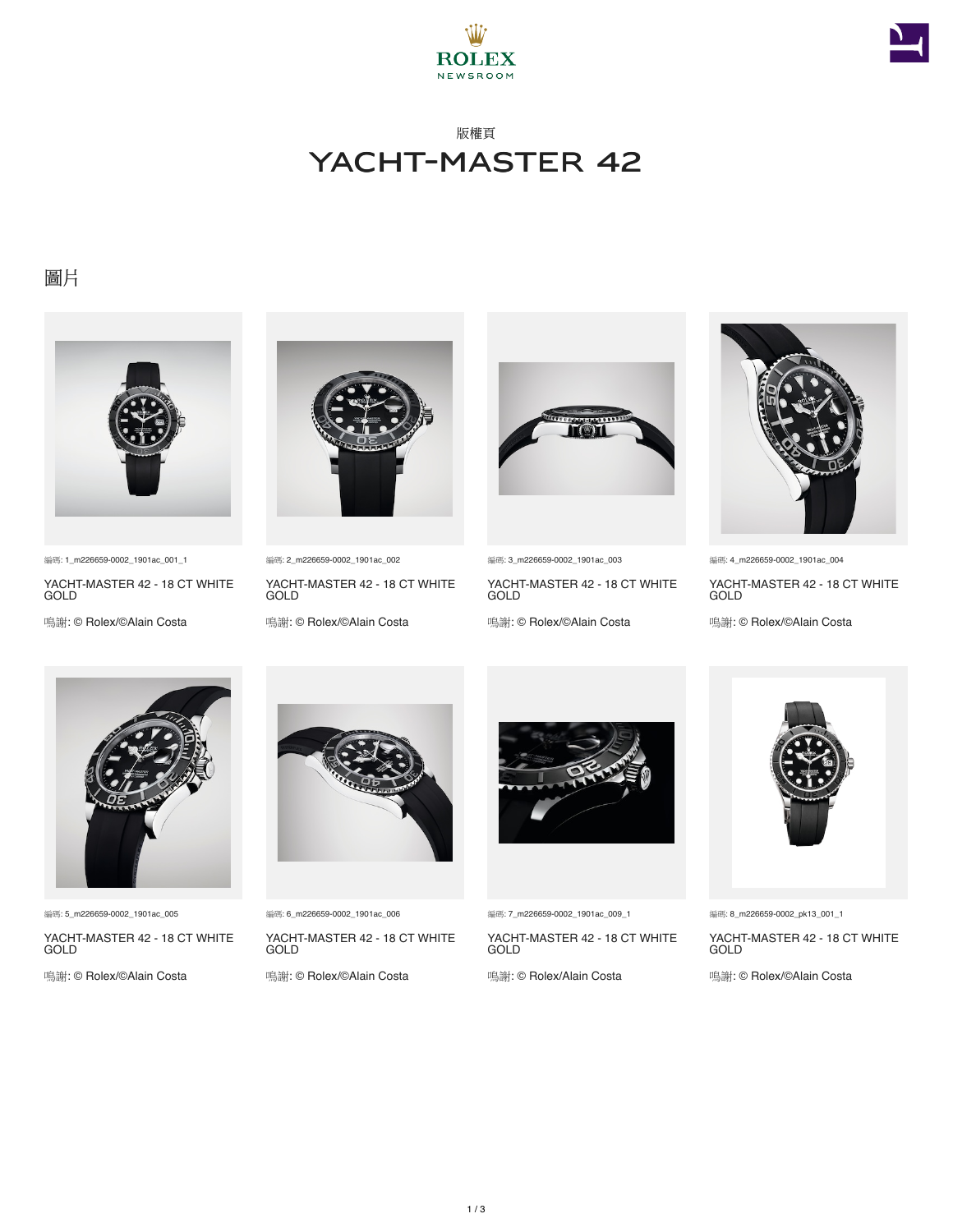ROLEX
NEWSROOM

版權頁

# YACHT-MASTER 42

## 圖片

編碼: 1_m226659-0002_1901ac_001_1

YACHT-MASTER 42 - 18 CT WHITE GOLD

鳴謝: © Rolex/©Alain Costa

編碼: 2_m226659-0002_1901ac_002

YACHT-MASTER 42 - 18 CT WHITE GOLD

鳴謝: © Rolex/©Alain Costa

編碼: 3_m226659-0002_1901ac_003

YACHT-MASTER 42 - 18 CT WHITE GOLD

鳴謝: © Rolex/©Alain Costa

編碼: 4_m226659-0002_1901ac_004

YACHT-MASTER 42 - 18 CT WHITE GOLD

鳴謝: © Rolex/©Alain Costa

編碼: 5_m226659-0002_1901ac_005

YACHT-MASTER 42 - 18 CT WHITE GOLD

鳴謝: © Rolex/©Alain Costa

編碼: 6_m226659-0002_1901ac_006

YACHT-MASTER 42 - 18 CT WHITE GOLD

鳴謝: © Rolex/©Alain Costa

編碼: 7_m226659-0002_1901ac_009_1

YACHT-MASTER 42 - 18 CT WHITE GOLD

鳴謝: © Rolex/Alain Costa

編碼: 8_m226659-0002_pk13_001_1

YACHT-MASTER 42 - 18 CT WHITE GOLD

鳴謝: © Rolex/©Alain Costa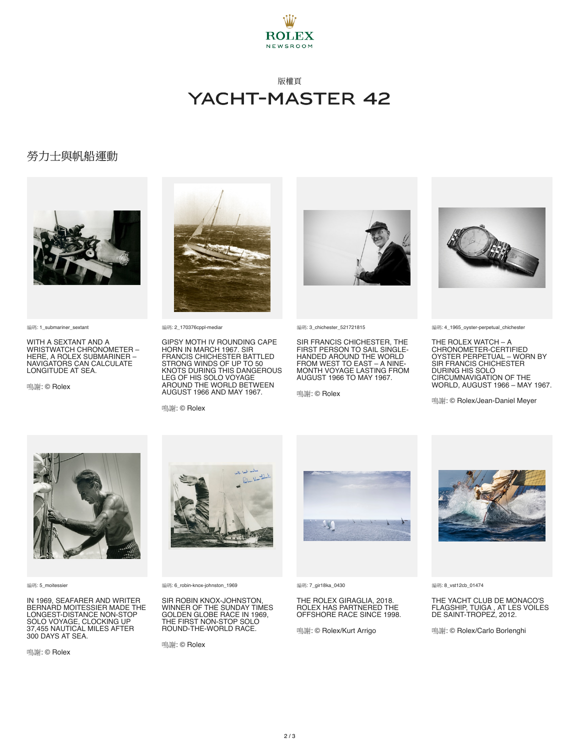版權頁

# YACHT-MASTER 42

## 勞力士與帆船運動

編碼: 1_submariner_sextant

WITH A SEXTANT AND A WRISTWATCH CHRONOMETER – HERE, A ROLEX SUBMARINER – NAVIGATORS CAN CALCULATE LONGITUDE AT SEA.

鳴謝: © Rolex

編碼: 2_170376cppl-mediar

GIPSY MOTH IV ROUNDING CAPE HORN IN MARCH 1967. SIR FRANCIS CHICHESTER BATTLED STRONG WINDS OF UP TO 50 KNOTS DURING THIS DANGEROUS LEG OF HIS SOLO VOYAGE AROUND THE WORLD BETWEEN AUGUST 1966 AND MAY 1967.

鳴謝: © Rolex

編碼: 3_chichester_521721815

SIR FRANCIS CHICHESTER, THE FIRST PERSON TO SAIL SINGLE-HANDED AROUND THE WORLD FROM WEST TO EAST – A NINE-MONTH VOYAGE LASTING FROM AUGUST 1966 TO MAY 1967.

鳴謝: © Rolex

編碼: 4_1965_oyster-perpetual_chichester

THE ROLEX WATCH – A CHRONOMETER-CERTIFIED OYSTER PERPETUAL – WORN BY SIR FRANCIS CHICHESTER DURING HIS SOLO CIRCUMNAVIGATION OF THE WORLD, AUGUST 1966 – MAY 1967.

鳴謝: © Rolex/Jean-Daniel Meyer

編碼: 5_moitessier

IN 1969, SEAFARER AND WRITER BERNARD MOITESSIER MADE THE LONGEST-DISTANCE NON-STOP SOLO VOYAGE, CLOCKING UP 37,455 NAUTICAL MILES AFTER 300 DAYS AT SEA.

鳴謝: © Rolex

編碼: 6_robin-knox-johnston_1969

SIR ROBIN KNOX-JOHNSTON, WINNER OF THE SUNDAY TIMES GOLDEN GLOBE RACE IN 1969, THE FIRST NON-STOP SOLO ROUND-THE-WORLD RACE.

鳴謝: © Rolex

編碼: 7_gir18ka_0430

THE ROLEX GIRAGLIA, 2018. ROLEX HAS PARTNERED THE OFFSHORE RACE SINCE 1998.

鳴謝: © Rolex/Kurt Arrigo

編碼: 8_vst12cb_01474

THE YACHT CLUB DE MONACO'S FLAGSHIP, TUIGA , AT LES VOILES DE SAINT-TROPEZ, 2012.

鳴謝: © Rolex/Carlo Borlenghi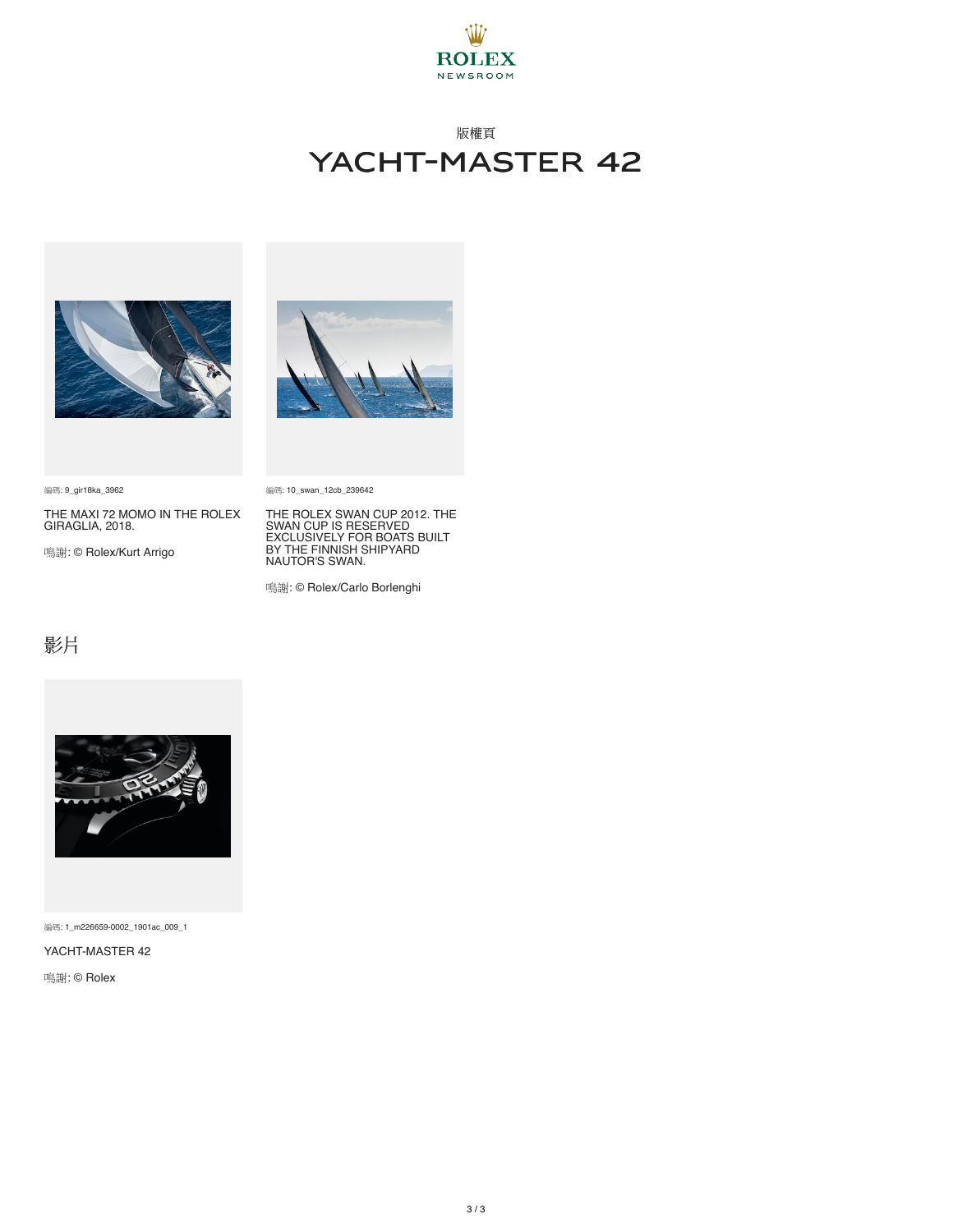版權頁

# YACHT-MASTER 42

編碼: 9_gir18ka_3962

THE MAXI 72 MOMO IN THE ROLEX GIRAGLIA, 2018.

鳴謝: © Rolex/Kurt Arrigo

編碼: 10_swan_12cb_239642

THE ROLEX SWAN CUP 2012. THE SWAN CUP IS RESERVED EXCLUSIVELY FOR BOATS BUILT BY THE FINNISH SHIPYARD NAUTOR'S SWAN.

鳴謝: © Rolex/Carlo Borlenghi

## 影片

編碼: 1_m226659-0002_1901ac_009_1

YACHT-MASTER 42

鳴謝: © Rolex